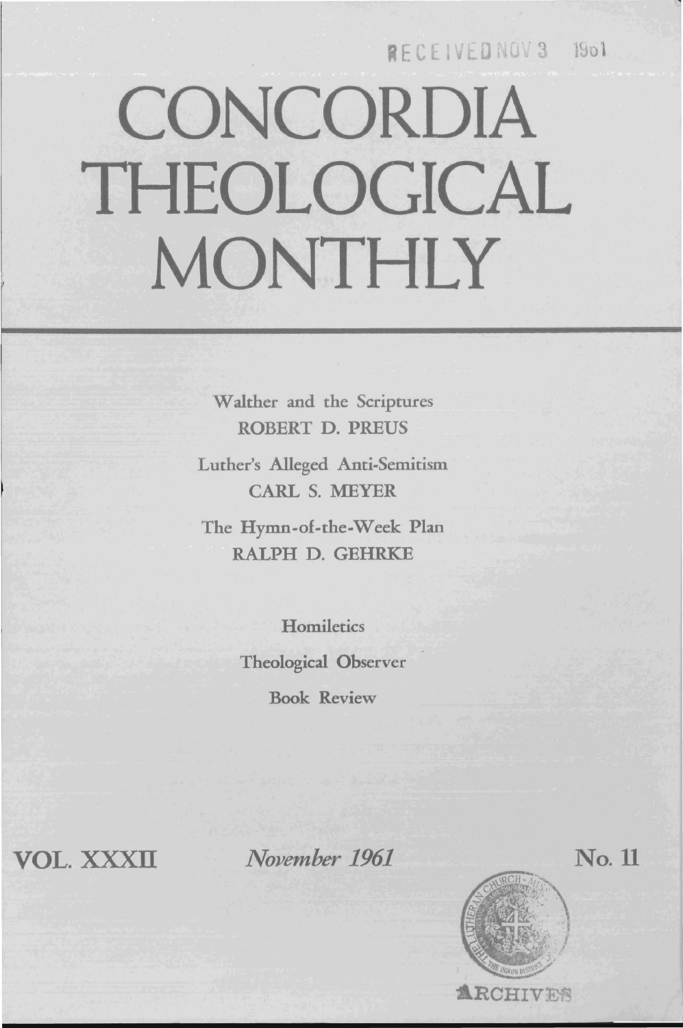RECEIVED NOV 3 1961

# CONCORDIA THEOLOGICAL MONTHLY

Walther and the Scriptures
ROBERT D. PREUS

Luther's Alleged Anti-Semitism
CARL S. MEYER

The Hymn-of-the-Week Plan
RALPH D. GEHRKE

Homiletics

Theological Observer

Book Review

VOL. XXXII *November 1961* No. 11

ARCHIVES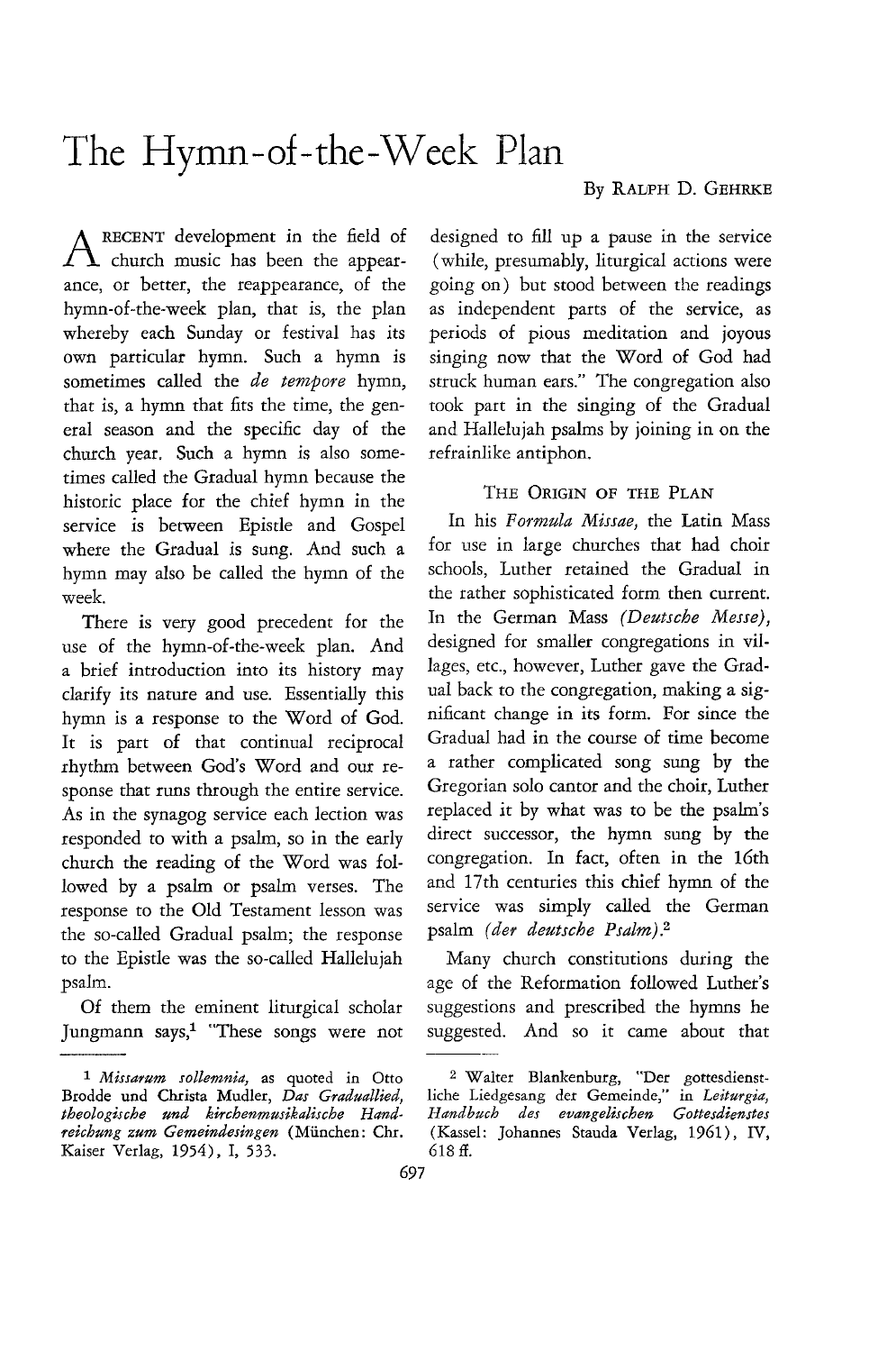# The Hymn-of-the-Week Plan

By RALPH D. GEHRKE

A RECENT development in the field of church music has been the appearance, or better, the reappearance, of the hymn-of-the-week plan, that is, the plan whereby each Sunday or festival has its own particular hymn. Such a hymn is sometimes called the *de tempore* hymn, that is, a hymn that fits the time, the general season and the specific day of the church year. Such a hymn is also sometimes called the Gradual hymn because the historic place for the chief hymn in the service is between Epistle and Gospel where the Gradual is sung. And such a hymn may also be called the hymn of the week.

There is very good precedent for the use of the hymn-of-the-week plan. And a brief introduction into its history may clarify its nature and use. Essentially this hymn is a response to the Word of God. It is part of that continual reciprocal rhythm between God's Word and our response that runs through the entire service. As in the synagog service each lection was responded to with a psalm, so in the early church the reading of the Word was followed by a psalm or psalm verses. The response to the Old Testament lesson was the so-called Gradual psalm; the response to the Epistle was the so-called Hallelujah psalm.

Of them the eminent liturgical scholar Jungmann says,[1] "These songs were not designed to fill up a pause in the service (while, presumably, liturgical actions were going on) but stood between the readings as independent parts of the service, as periods of pious meditation and joyous singing now that the Word of God had struck human ears." The congregation also took part in the singing of the Gradual and Hallelujah psalms by joining in on the refrainlike antiphon.

## THE ORIGIN OF THE PLAN

In his *Formula Missae,* the Latin Mass for use in large churches that had choir schools, Luther retained the Gradual in the rather sophisticated form then current. In the German Mass *(Deutsche Messe),* designed for smaller congregations in villages, etc., however, Luther gave the Gradual back to the congregation, making a significant change in its form. For since the Gradual had in the course of time become a rather complicated song sung by the Gregorian solo cantor and the choir, Luther replaced it by what was to be the psalm's direct successor, the hymn sung by the congregation. In fact, often in the 16th and 17th centuries this chief hymn of the service was simply called the German psalm *(der deutsche Psalm).*[2]

Many church constitutions during the age of the Reformation followed Luther's suggestions and prescribed the hymns he suggested. And so it came about that

---

[1] *Missarum sollemnia,* as quoted in Otto Brodde und Christa Mudler, *Das Graduallied, theologische und kirchenmusikalische Handreichung zum Gemeindesingen* (München: Chr. Kaiser Verlag, 1954), I, 533.

[2] Walter Blankenburg, "Der gottesdienstliche Liedgesang der Gemeinde," in *Leiturgia, Handbuch des evangelischen Gottesdienstes* (Kassel: Johannes Stauda Verlag, 1961), IV, 618 ff.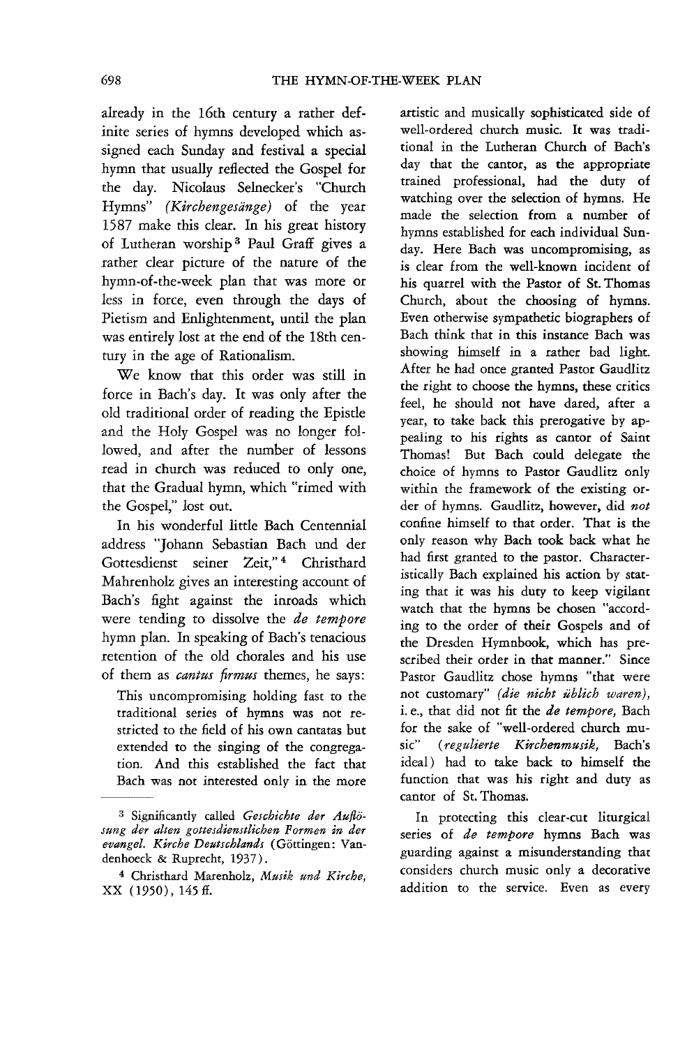already in the 16th century a rather definite series of hymns developed which assigned each Sunday and festival a special hymn that usually reflected the Gospel for the day. Nicolaus Selnecker's "Church Hymns" *(Kirchengesänge)* of the year 1587 make this clear. In his great history of Lutheran worship[3] Paul Graff gives a rather clear picture of the nature of the hymn-of-the-week plan that was more or less in force, even through the days of Pietism and Enlightenment, until the plan was entirely lost at the end of the 18th century in the age of Rationalism.

We know that this order was still in force in Bach's day. It was only after the old traditional order of reading the Epistle and the Holy Gospel was no longer followed, and after the number of lessons read in church was reduced to only one, that the Gradual hymn, which "rimed with the Gospel," lost out.

In his wonderful little Bach Centennial address "Johann Sebastian Bach und der Gottesdienst seiner Zeit,"[4] Christhard Mahrenholz gives an interesting account of Bach's fight against the inroads which were tending to dissolve the *de tempore* hymn plan. In speaking of Bach's tenacious retention of the old chorales and his use of them as *cantus firmus* themes, he says:

> This uncompromising holding fast to the traditional series of hymns was not restricted to the field of his own cantatas but extended to the singing of the congregation. And this established the fact that Bach was not interested only in the more artistic and musically sophisticated side of well-ordered church music. It was traditional in the Lutheran Church of Bach's day that the cantor, as the appropriate trained professional, had the duty of watching over the selection of hymns. He made the selection from a number of hymns established for each individual Sunday. Here Bach was uncompromising, as is clear from the well-known incident of his quarrel with the Pastor of St. Thomas Church, about the choosing of hymns. Even otherwise sympathetic biographers of Bach think that in this instance Bach was showing himself in a rather bad light. After he had once granted Pastor Gaudlitz the right to choose the hymns, these critics feel, he should not have dared, after a year, to take back this prerogative by appealing to his rights as cantor of Saint Thomas! But Bach could delegate the choice of hymns to Pastor Gaudlitz only within the framework of the existing order of hymns. Gaudlitz, however, did *not* confine himself to that order. That is the only reason why Bach took back what he had first granted to the pastor. Characteristically Bach explained his action by stating that it was his duty to keep vigilant watch that the hymns be chosen "according to the order of their Gospels and of the Dresden Hymnbook, which has prescribed their order in that manner." Since Pastor Gaudlitz chose hymns "that were not customary" *(die nicht üblich waren)*, i. e., that did not fit the *de tempore*, Bach for the sake of "well-ordered church music" *(regulierte Kirchenmusik*, Bach's ideal) had to take back to himself the function that was his right and duty as cantor of St. Thomas.
>
> In protecting this clear-cut liturgical series of *de tempore* hymns Bach was guarding against a misunderstanding that considers church music only a decorative addition to the service. Even as every

---

[3] Significantly called *Geschichte der Auflösung der alten gottesdienstlichen Formen in der evangel. Kirche Deutschlands* (Göttingen: Vandenhoeck & Ruprecht, 1937).

[4] Christhard Marenholz, *Musik und Kirche*, XX (1950), 145 ff.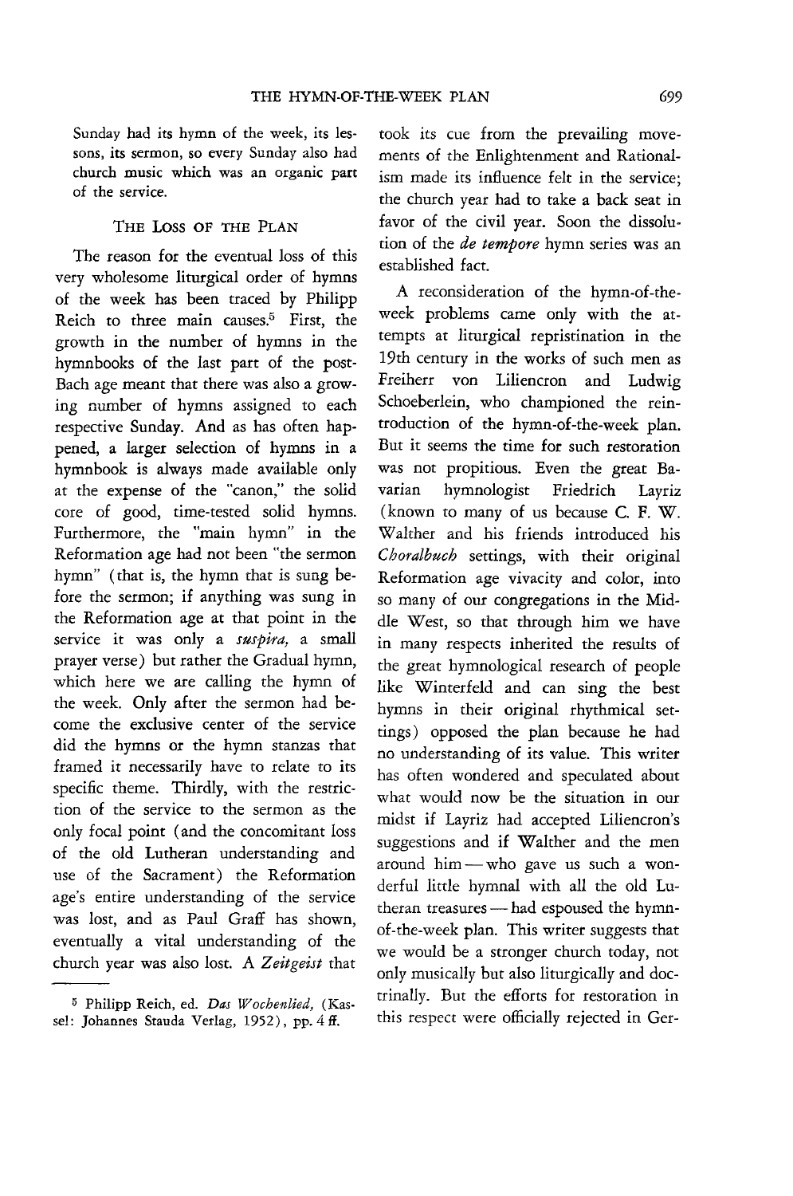Sunday had its hymn of the week, its lessons, its sermon, so every Sunday also had church music which was an organic part of the service.

## THE LOSS OF THE PLAN

The reason for the eventual loss of this very wholesome liturgical order of hymns of the week has been traced by Philipp Reich to three main causes.[5] First, the growth in the number of hymns in the hymnbooks of the last part of the post-Bach age meant that there was also a growing number of hymns assigned to each respective Sunday. And as has often happened, a larger selection of hymns in a hymnbook is always made available only at the expense of the "canon," the solid core of good, time-tested solid hymns. Furthermore, the "main hymn" in the Reformation age had not been "the sermon hymn" (that is, the hymn that is sung before the sermon; if anything was sung in the Reformation age at that point in the service it was only a *suspira,* a small prayer verse) but rather the Gradual hymn, which here we are calling the hymn of the week. Only after the sermon had become the exclusive center of the service did the hymns or the hymn stanzas that framed it necessarily have to relate to its specific theme. Thirdly, with the restriction of the service to the sermon as the only focal point (and the concomitant loss of the old Lutheran understanding and use of the Sacrament) the Reformation age's entire understanding of the service was lost, and as Paul Graff has shown, eventually a vital understanding of the church year was also lost. A *Zeitgeist* that took its cue from the prevailing movements of the Enlightenment and Rationalism made its influence felt in the service; the church year had to take a back seat in favor of the civil year. Soon the dissolution of the *de tempore* hymn series was an established fact.

A reconsideration of the hymn-of-the-week problems came only with the attempts at liturgical repristination in the 19th century in the works of such men as Freiherr von Liliencron and Ludwig Schoeberlein, who championed the reintroduction of the hymn-of-the-week plan. But it seems the time for such restoration was not propitious. Even the great Bavarian hymnologist Friedrich Layriz (known to many of us because C. F. W. Walther and his friends introduced his *Choralbuch* settings, with their original Reformation age vivacity and color, into so many of our congregations in the Middle West, so that through him we have in many respects inherited the results of the great hymnological research of people like Winterfeld and can sing the best hymns in their original rhythmical settings) opposed the plan because he had no understanding of its value. This writer has often wondered and speculated about what would now be the situation in our midst if Layriz had accepted Liliencron's suggestions and if Walther and the men around him — who gave us such a wonderful little hymnal with all the old Lutheran treasures — had espoused the hymn-of-the-week plan. This writer suggests that we would be a stronger church today, not only musically but also liturgically and doctrinally. But the efforts for restoration in this respect were officially rejected in Ger-

---

[5] Philipp Reich, ed. *Das Wochenlied,* (Kassel: Johannes Stauda Verlag, 1952), pp. 4 ff.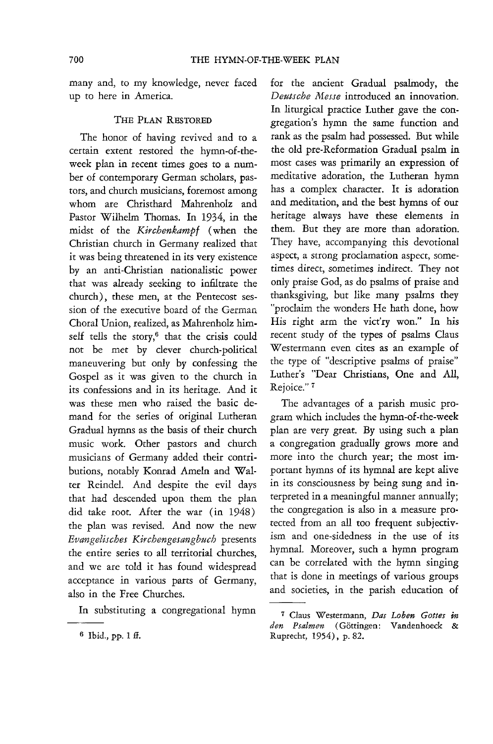many and, to my knowledge, never faced up to here in America.

### The Plan Restored

The honor of having revived and to a certain extent restored the hymn-of-the-week plan in recent times goes to a number of contemporary German scholars, pastors, and church musicians, foremost among whom are Christhard Mahrenholz and Pastor Wilhelm Thomas. In 1934, in the midst of the *Kirchenkampf* (when the Christian church in Germany realized that it was being threatened in its very existence by an anti-Christian nationalistic power that was already seeking to infiltrate the church), these men, at the Pentecost session of the executive board of the German Choral Union, realized, as Mahrenholz himself tells the story,[6] that the crisis could not be met by clever church-political maneuvering but only by confessing the Gospel as it was given to the church in its confessions and in its heritage. And it was these men who raised the basic demand for the series of original Lutheran Gradual hymns as the basis of their church music work. Other pastors and church musicians of Germany added their contributions, notably Konrad Ameln and Walter Reindel. And despite the evil days that had descended upon them the plan did take root. After the war (in 1948) the plan was revised. And now the new *Evangelisches Kirchengesangbuch* presents the entire series to all territorial churches, and we are told it has found widespread acceptance in various parts of Germany, also in the Free Churches.

In substituting a congregational hymn for the ancient Gradual psalmody, the *Deutsche Messe* introduced an innovation. In liturgical practice Luther gave the congregation's hymn the same function and rank as the psalm had possessed. But while the old pre-Reformation Gradual psalm in most cases was primarily an expression of meditative adoration, the Lutheran hymn has a complex character. It is adoration and meditation, and the best hymns of our heritage always have these elements in them. But they are more than adoration. They have, accompanying this devotional aspect, a strong proclamation aspect, sometimes direct, sometimes indirect. They not only praise God, as do psalms of praise and thanksgiving, but like many psalms they "proclaim the wonders He hath done, how His right arm the vict'ry won." In his recent study of the types of psalms Claus Westermann even cites as an example of the type of "descriptive psalms of praise" Luther's "Dear Christians, One and All, Rejoice."[7]

The advantages of a parish music program which includes the hymn-of-the-week plan are very great. By using such a plan a congregation gradually grows more and more into the church year; the most important hymns of its hymnal are kept alive in its consciousness by being sung and interpreted in a meaningful manner annually; the congregation is also in a measure protected from an all too frequent subjectivism and one-sidedness in the use of its hymnal. Moreover, such a hymn program can be correlated with the hymn singing that is done in meetings of various groups and societies, in the parish education of

---

[6] Ibid., pp. 1 ff.

[7] Claus Westermann, *Das Loben Gottes in den Psalmen* (Göttingen: Vandenhoeck & Ruprecht, 1954), p. 82.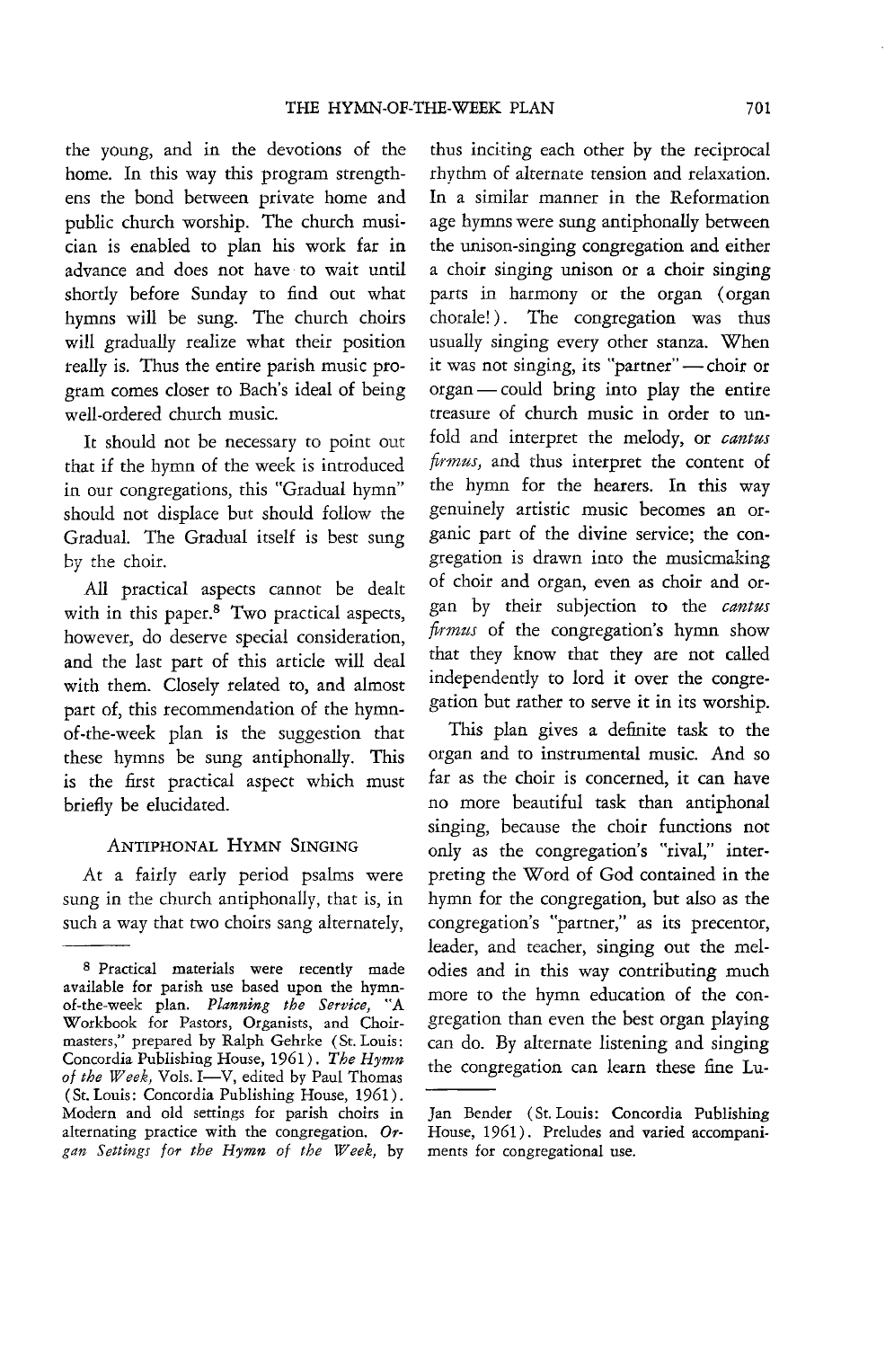the young, and in the devotions of the home. In this way this program strengthens the bond between private home and public church worship. The church musician is enabled to plan his work far in advance and does not have to wait until shortly before Sunday to find out what hymns will be sung. The church choirs will gradually realize what their position really is. Thus the entire parish music program comes closer to Bach's ideal of being well-ordered church music.

It should not be necessary to point out that if the hymn of the week is introduced in our congregations, this "Gradual hymn" should not displace but should follow the Gradual. The Gradual itself is best sung by the choir.

All practical aspects cannot be dealt with in this paper.[8] Two practical aspects, however, do deserve special consideration, and the last part of this article will deal with them. Closely related to, and almost part of, this recommendation of the hymn-of-the-week plan is the suggestion that these hymns be sung antiphonally. This is the first practical aspect which must briefly be elucidated.

### Antiphonal Hymn Singing

At a fairly early period psalms were sung in the church antiphonally, that is, in such a way that two choirs sang alternately, thus inciting each other by the reciprocal rhythm of alternate tension and relaxation. In a similar manner in the Reformation age hymns were sung antiphonally between the unison-singing congregation and either a choir singing unison or a choir singing parts in harmony or the organ (organ chorale!). The congregation was thus usually singing every other stanza. When it was not singing, its "partner" — choir or organ — could bring into play the entire treasure of church music in order to unfold and interpret the melody, or *cantus firmus,* and thus interpret the content of the hymn for the hearers. In this way genuinely artistic music becomes an organic part of the divine service; the congregation is drawn into the musicmaking of choir and organ, even as choir and organ by their subjection to the *cantus firmus* of the congregation's hymn show that they know that they are not called independently to lord it over the congregation but rather to serve it in its worship.

This plan gives a definite task to the organ and to instrumental music. And so far as the choir is concerned, it can have no more beautiful task than antiphonal singing, because the choir functions not only as the congregation's "rival," interpreting the Word of God contained in the hymn for the congregation, but also as the congregation's "partner," as its precentor, leader, and teacher, singing out the melodies and in this way contributing much more to the hymn education of the congregation than even the best organ playing can do. By alternate listening and singing the congregation can learn these fine Lu-

---

[8] Practical materials were recently made available for parish use based upon the hymn-of-the-week plan. *Planning the Service,* "A Workbook for Pastors, Organists, and Choirmasters," prepared by Ralph Gehrke (St. Louis: Concordia Publishing House, 1961). *The Hymn of the Week,* Vols. I—V, edited by Paul Thomas (St. Louis: Concordia Publishing House, 1961). Modern and old settings for parish choirs in alternating practice with the congregation. *Organ Settings for the Hymn of the Week,* by Jan Bender (St. Louis: Concordia Publishing House, 1961). Preludes and varied accompaniments for congregational use.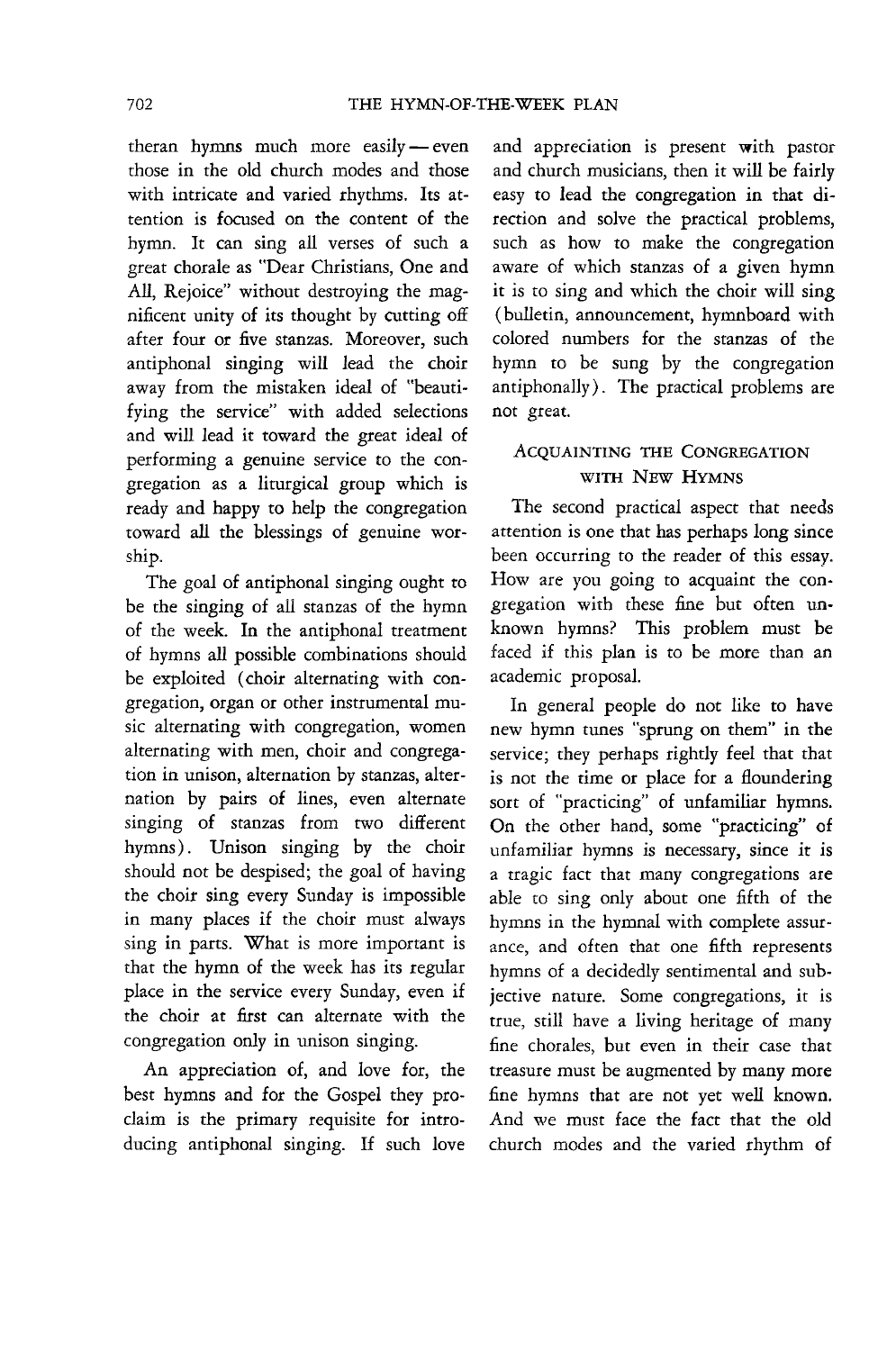theran hymns much more easily — even those in the old church modes and those with intricate and varied rhythms. Its attention is focused on the content of the hymn. It can sing all verses of such a great chorale as "Dear Christians, One and All, Rejoice" without destroying the magnificent unity of its thought by cutting off after four or five stanzas. Moreover, such antiphonal singing will lead the choir away from the mistaken ideal of "beautifying the service" with added selections and will lead it toward the great ideal of performing a genuine service to the congregation as a liturgical group which is ready and happy to help the congregation toward all the blessings of genuine worship.

The goal of antiphonal singing ought to be the singing of all stanzas of the hymn of the week. In the antiphonal treatment of hymns all possible combinations should be exploited (choir alternating with congregation, organ or other instrumental music alternating with congregation, women alternating with men, choir and congregation in unison, alternation by stanzas, alternation by pairs of lines, even alternate singing of stanzas from two different hymns). Unison singing by the choir should not be despised; the goal of having the choir sing every Sunday is impossible in many places if the choir must always sing in parts. What is more important is that the hymn of the week has its regular place in the service every Sunday, even if the choir at first can alternate with the congregation only in unison singing.

An appreciation of, and love for, the best hymns and for the Gospel they proclaim is the primary requisite for introducing antiphonal singing. If such love and appreciation is present with pastor and church musicians, then it will be fairly easy to lead the congregation in that direction and solve the practical problems, such as how to make the congregation aware of which stanzas of a given hymn it is to sing and which the choir will sing (bulletin, announcement, hymnboard with colored numbers for the stanzas of the hymn to be sung by the congregation antiphonally). The practical problems are not great.

## Acquainting the Congregation with New Hymns

The second practical aspect that needs attention is one that has perhaps long since been occurring to the reader of this essay. How are you going to acquaint the congregation with these fine but often unknown hymns? This problem must be faced if this plan is to be more than an academic proposal.

In general people do not like to have new hymn tunes "sprung on them" in the service; they perhaps rightly feel that that is not the time or place for a floundering sort of "practicing" of unfamiliar hymns. On the other hand, some "practicing" of unfamiliar hymns is necessary, since it is a tragic fact that many congregations are able to sing only about one fifth of the hymns in the hymnal with complete assurance, and often that one fifth represents hymns of a decidedly sentimental and subjective nature. Some congregations, it is true, still have a living heritage of many fine chorales, but even in their case that treasure must be augmented by many more fine hymns that are not yet well known. And we must face the fact that the old church modes and the varied rhythm of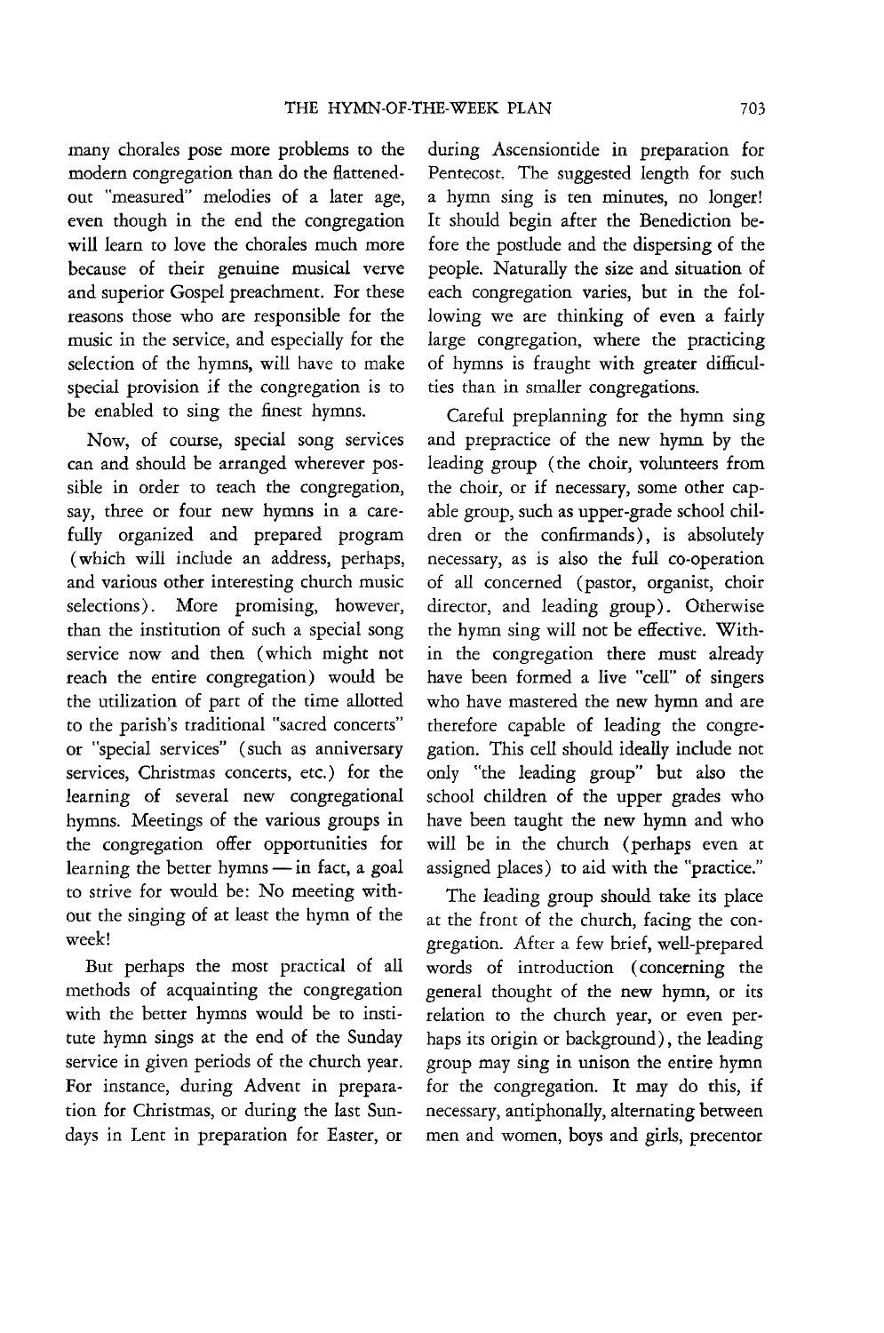many chorales pose more problems to the modern congregation than do the flattened-out "measured" melodies of a later age, even though in the end the congregation will learn to love the chorales much more because of their genuine musical verve and superior Gospel preachment. For these reasons those who are responsible for the music in the service, and especially for the selection of the hymns, will have to make special provision if the congregation is to be enabled to sing the finest hymns.

Now, of course, special song services can and should be arranged wherever possible in order to teach the congregation, say, three or four new hymns in a carefully organized and prepared program (which will include an address, perhaps, and various other interesting church music selections). More promising, however, than the institution of such a special song service now and then (which might not reach the entire congregation) would be the utilization of part of the time allotted to the parish's traditional "sacred concerts" or "special services" (such as anniversary services, Christmas concerts, etc.) for the learning of several new congregational hymns. Meetings of the various groups in the congregation offer opportunities for learning the better hymns — in fact, a goal to strive for would be: No meeting without the singing of at least the hymn of the week!

But perhaps the most practical of all methods of acquainting the congregation with the better hymns would be to institute hymn sings at the end of the Sunday service in given periods of the church year. For instance, during Advent in preparation for Christmas, or during the last Sundays in Lent in preparation for Easter, or during Ascensiontide in preparation for Pentecost. The suggested length for such a hymn sing is ten minutes, no longer! It should begin after the Benediction before the postlude and the dispersing of the people. Naturally the size and situation of each congregation varies, but in the following we are thinking of even a fairly large congregation, where the practicing of hymns is fraught with greater difficulties than in smaller congregations.

Careful preplanning for the hymn sing and prepractice of the new hymn by the leading group (the choir, volunteers from the choir, or if necessary, some other capable group, such as upper-grade school children or the confirmands), is absolutely necessary, as is also the full co-operation of all concerned (pastor, organist, choir director, and leading group). Otherwise the hymn sing will not be effective. Within the congregation there must already have been formed a live "cell" of singers who have mastered the new hymn and are therefore capable of leading the congregation. This cell should ideally include not only "the leading group" but also the school children of the upper grades who have been taught the new hymn and who will be in the church (perhaps even at assigned places) to aid with the "practice."

The leading group should take its place at the front of the church, facing the congregation. After a few brief, well-prepared words of introduction (concerning the general thought of the new hymn, or its relation to the church year, or even perhaps its origin or background), the leading group may sing in unison the entire hymn for the congregation. It may do this, if necessary, antiphonally, alternating between men and women, boys and girls, precentor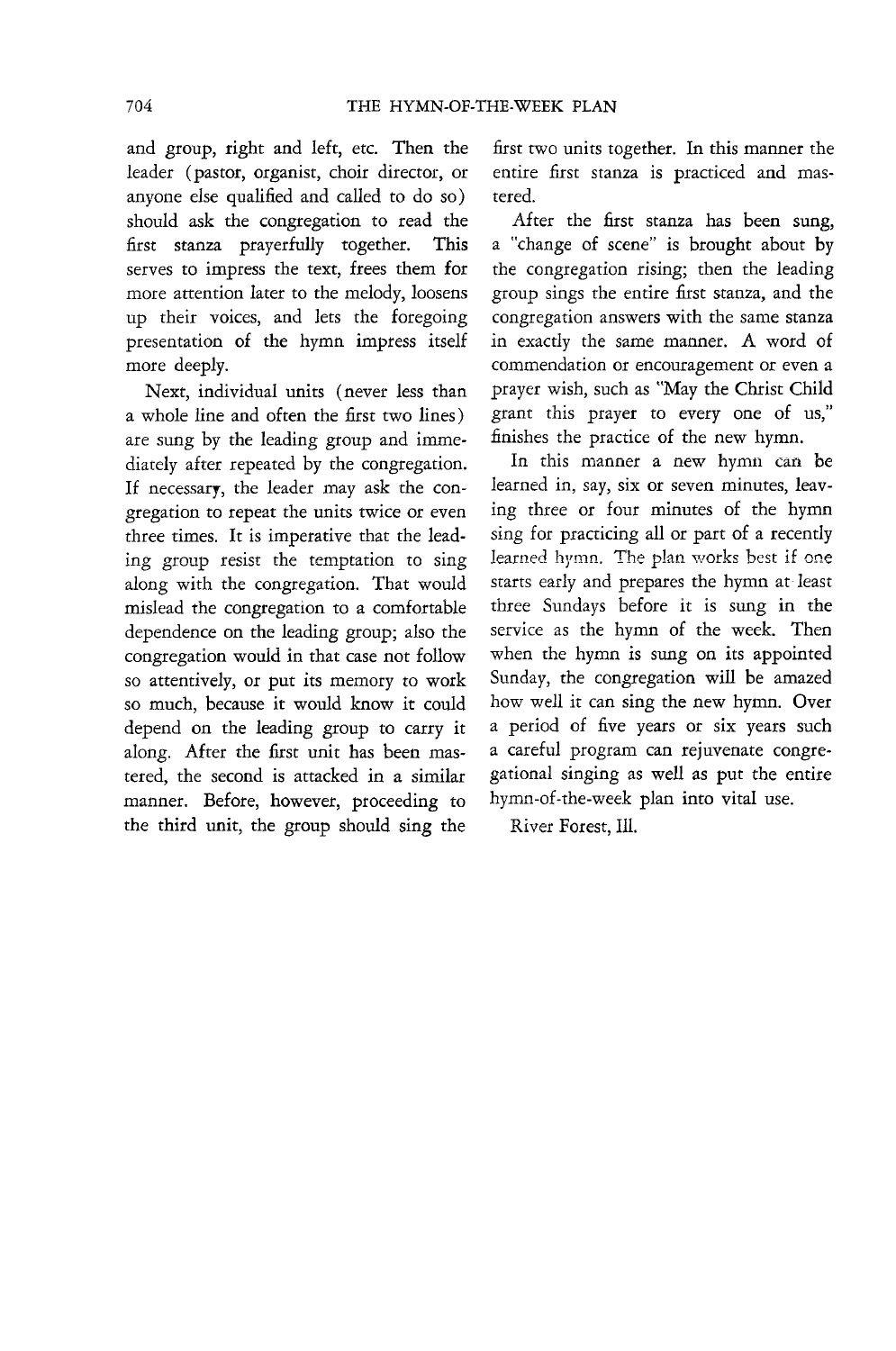and group, right and left, etc. Then the leader (pastor, organist, choir director, or anyone else qualified and called to do so) should ask the congregation to read the first stanza prayerfully together. This serves to impress the text, frees them for more attention later to the melody, loosens up their voices, and lets the foregoing presentation of the hymn impress itself more deeply.

Next, individual units (never less than a whole line and often the first two lines) are sung by the leading group and immediately after repeated by the congregation. If necessary, the leader may ask the congregation to repeat the units twice or even three times. It is imperative that the leading group resist the temptation to sing along with the congregation. That would mislead the congregation to a comfortable dependence on the leading group; also the congregation would in that case not follow so attentively, or put its memory to work so much, because it would know it could depend on the leading group to carry it along. After the first unit has been mastered, the second is attacked in a similar manner. Before, however, proceeding to the third unit, the group should sing the first two units together. In this manner the entire first stanza is practiced and mastered.

After the first stanza has been sung, a "change of scene" is brought about by the congregation rising; then the leading group sings the entire first stanza, and the congregation answers with the same stanza in exactly the same manner. A word of commendation or encouragement or even a prayer wish, such as "May the Christ Child grant this prayer to every one of us," finishes the practice of the new hymn.

In this manner a new hymn can be learned in, say, six or seven minutes, leaving three or four minutes of the hymn sing for practicing all or part of a recently learned hymn. The plan works best if one starts early and prepares the hymn at least three Sundays before it is sung in the service as the hymn of the week. Then when the hymn is sung on its appointed Sunday, the congregation will be amazed how well it can sing the new hymn. Over a period of five years or six years such a careful program can rejuvenate congregational singing as well as put the entire hymn-of-the-week plan into vital use.

River Forest, Ill.